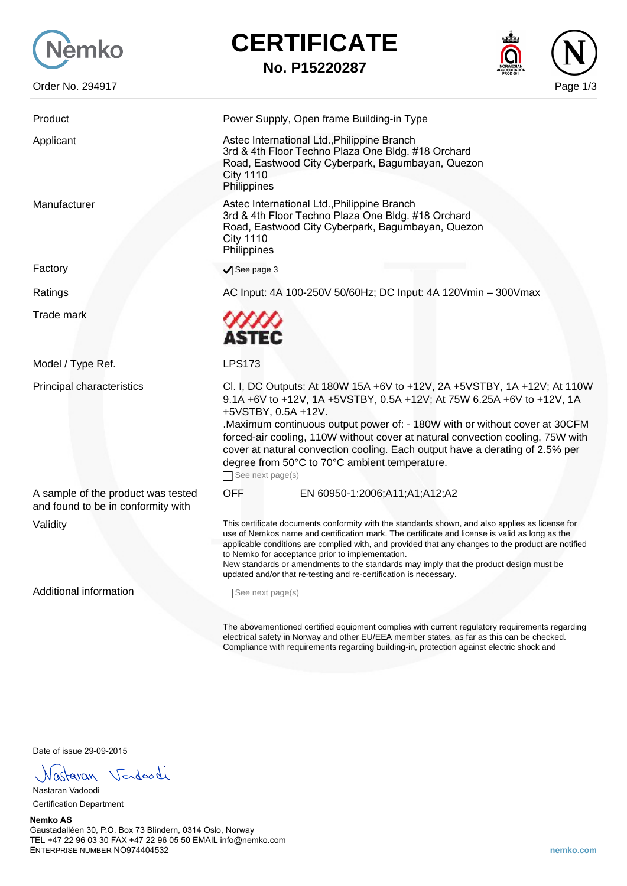# CERTIFICATE

**No. P15220287**

Order No. 294917

| | |
|---|---|
| Product | Power Supply, Open frame Building-in Type |
| Applicant | Astec International Ltd.,Philippine Branch<br>3rd & 4th Floor Techno Plaza One Bldg. #18 Orchard Road, Eastwood City Cyberpark, Bagumbayan, Quezon City 1110<br>Philippines |
| Manufacturer | Astec International Ltd.,Philippine Branch<br>3rd & 4th Floor Techno Plaza One Bldg. #18 Orchard Road, Eastwood City Cyberpark, Bagumbayan, Quezon City 1110<br>Philippines |
| Factory | ☑ See page 3 |
| Ratings | AC Input: 4A 100-250V 50/60Hz; DC Input: 4A 120Vmin – 300Vmax |
| Trade mark | ASTEC |
| Model / Type Ref. | LPS173 |
| Principal characteristics | Cl. I, DC Outputs: At 180W 15A +6V to +12V, 2A +5VSTBY, 1A +12V; At 110W 9.1A +6V to +12V, 1A +5VSTBY, 0.5A +12V; At 75W 6.25A +6V to +12V, 1A +5VSTBY, 0.5A +12V.<br>.Maximum continuous output power of: - 180W with or without cover at 30CFM forced-air cooling, 110W without cover at natural convection cooling, 75W with cover at natural convection cooling. Each output have a derating of 2.5% per degree from 50°C to 70°C ambient temperature.<br>☐ See next page(s) |
| A sample of the product was tested and found to be in conformity with | OFF EN 60950-1:2006;A11;A1;A12;A2 |
| Validity | This certificate documents conformity with the standards shown, and also applies as license for use of Nemkos name and certification mark. The certificate and license is valid as long as the applicable conditions are complied with, and provided that any changes to the product are notified to Nemko for acceptance prior to implementation.<br>New standards or amendments to the standards may imply that the product design must be updated and/or that re-testing and re-certification is necessary. |
| Additional information | ☐ See next page(s) |

The abovementioned certified equipment complies with current regulatory requirements regarding electrical safety in Norway and other EU/EEA member states, as far as this can be checked. Compliance with requirements regarding building-in, protection against electric shock and

Date of issue 29-09-2015

Nastaran Vadoodi

Nastaran Vadoodi
Certification Department

**Nemko AS**
Gaustadalléen 30, P.O. Box 73 Blindern, 0314 Oslo, Norway
TEL +47 22 96 03 30 FAX +47 22 96 05 50 EMAIL info@nemko.com
ENTERPRISE NUMBER NO974404532

nemko.com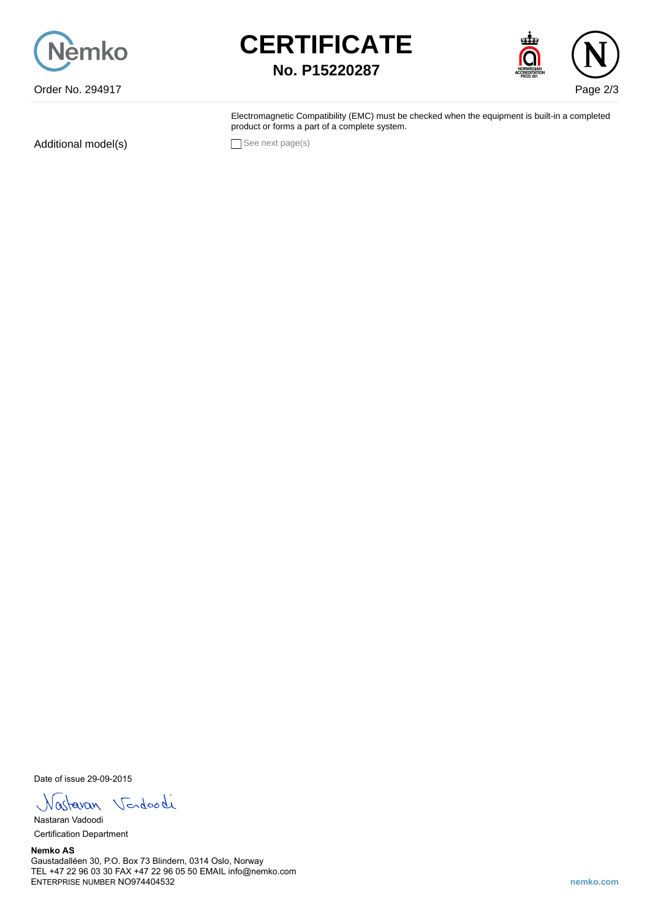# CERTIFICATE

**No. P15220287**

Order No. 294917

Electromagnetic Compatibility (EMC) must be checked when the equipment is built-in a completed product or forms a part of a complete system.

Additional model(s) ☐ See next page(s)

Date of issue 29-09-2015

Nastaran Vadoodi

Certification Department

**Nemko AS**
Gaustadalléen 30, P.O. Box 73 Blindern, 0314 Oslo, Norway
TEL +47 22 96 03 30 FAX +47 22 96 05 50 EMAIL info@nemko.com
ENTERPRISE NUMBER NO974404532

nemko.com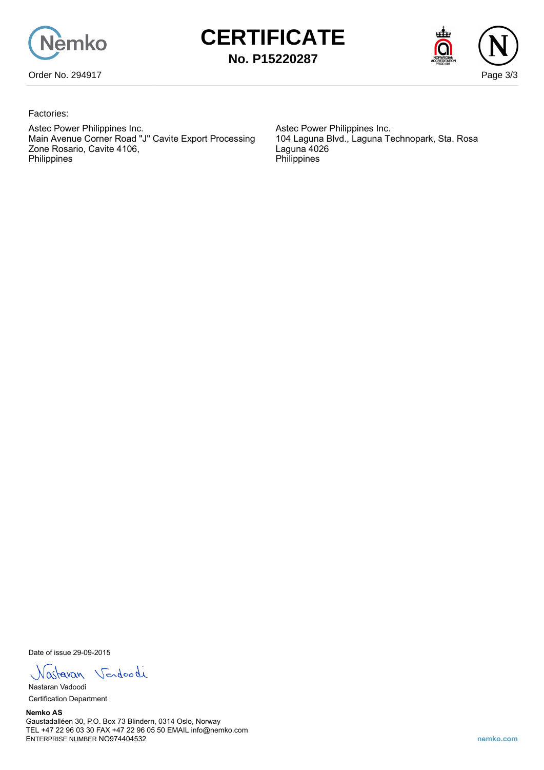Factories:

Astec Power Philippines Inc.
Main Avenue Corner Road "J" Cavite Export Processing Zone Rosario, Cavite 4106,
Philippines

Astec Power Philippines Inc.
104 Laguna Blvd., Laguna Technopark, Sta. Rosa
Laguna 4026
Philippines

Date of issue 29-09-2015

Nastaran Vadoodi
Certification Department

**Nemko AS**
Gaustadalléen 30, P.O. Box 73 Blindern, 0314 Oslo, Norway
TEL +47 22 96 03 30 FAX +47 22 96 05 50 EMAIL info@nemko.com
ENTERPRISE NUMBER NO974404532

nemko.com